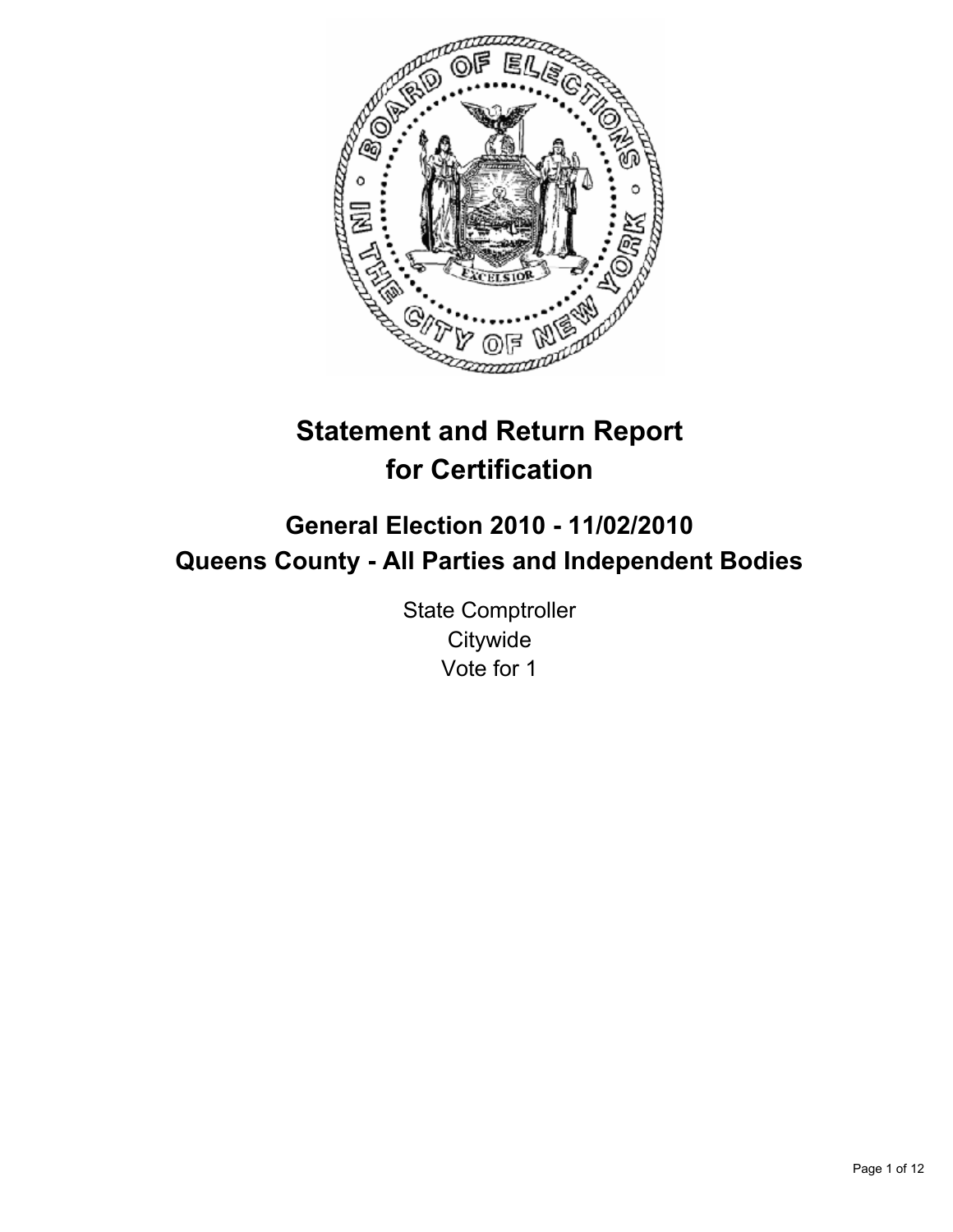# Statement and Return Report for Certification

## General Election 2010 - 11/02/2010
## Queens County - All Parties and Independent Bodies

State Comptroller
Citywide
Vote for 1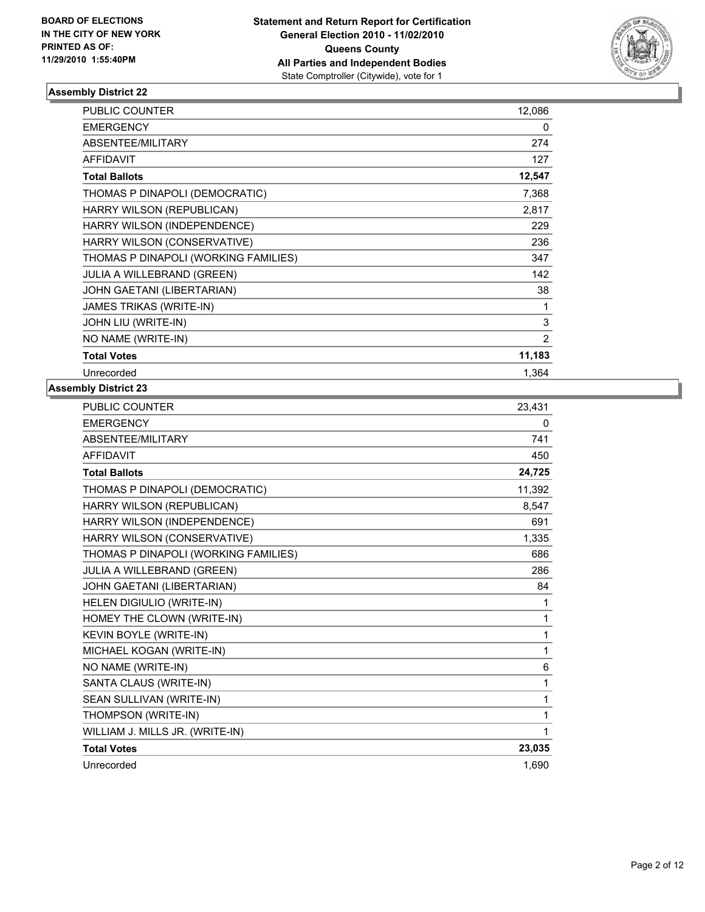**BOARD OF ELECTIONS IN THE CITY OF NEW YORK PRINTED AS OF: 11/29/2010 1:55:40PM**

**Statement and Return Report for Certification General Election 2010 - 11/02/2010 Queens County All Parties and Independent Bodies**
State Comptroller (Citywide), vote for 1

### Assembly District 22

| | |
|---|---|
| PUBLIC COUNTER | 12,086 |
| EMERGENCY | 0 |
| ABSENTEE/MILITARY | 274 |
| AFFIDAVIT | 127 |
| **Total Ballots** | **12,547** |
| THOMAS P DINAPOLI (DEMOCRATIC) | 7,368 |
| HARRY WILSON (REPUBLICAN) | 2,817 |
| HARRY WILSON (INDEPENDENCE) | 229 |
| HARRY WILSON (CONSERVATIVE) | 236 |
| THOMAS P DINAPOLI (WORKING FAMILIES) | 347 |
| JULIA A WILLEBRAND (GREEN) | 142 |
| JOHN GAETANI (LIBERTARIAN) | 38 |
| JAMES TRIKAS (WRITE-IN) | 1 |
| JOHN LIU (WRITE-IN) | 3 |
| NO NAME (WRITE-IN) | 2 |
| **Total Votes** | **11,183** |
| Unrecorded | 1,364 |

### Assembly District 23

| | |
|---|---|
| PUBLIC COUNTER | 23,431 |
| EMERGENCY | 0 |
| ABSENTEE/MILITARY | 741 |
| AFFIDAVIT | 450 |
| **Total Ballots** | **24,725** |
| THOMAS P DINAPOLI (DEMOCRATIC) | 11,392 |
| HARRY WILSON (REPUBLICAN) | 8,547 |
| HARRY WILSON (INDEPENDENCE) | 691 |
| HARRY WILSON (CONSERVATIVE) | 1,335 |
| THOMAS P DINAPOLI (WORKING FAMILIES) | 686 |
| JULIA A WILLEBRAND (GREEN) | 286 |
| JOHN GAETANI (LIBERTARIAN) | 84 |
| HELEN DIGIULIO (WRITE-IN) | 1 |
| HOMEY THE CLOWN (WRITE-IN) | 1 |
| KEVIN BOYLE (WRITE-IN) | 1 |
| MICHAEL KOGAN (WRITE-IN) | 1 |
| NO NAME (WRITE-IN) | 6 |
| SANTA CLAUS (WRITE-IN) | 1 |
| SEAN SULLIVAN (WRITE-IN) | 1 |
| THOMPSON (WRITE-IN) | 1 |
| WILLIAM J. MILLS JR. (WRITE-IN) | 1 |
| **Total Votes** | **23,035** |
| Unrecorded | 1,690 |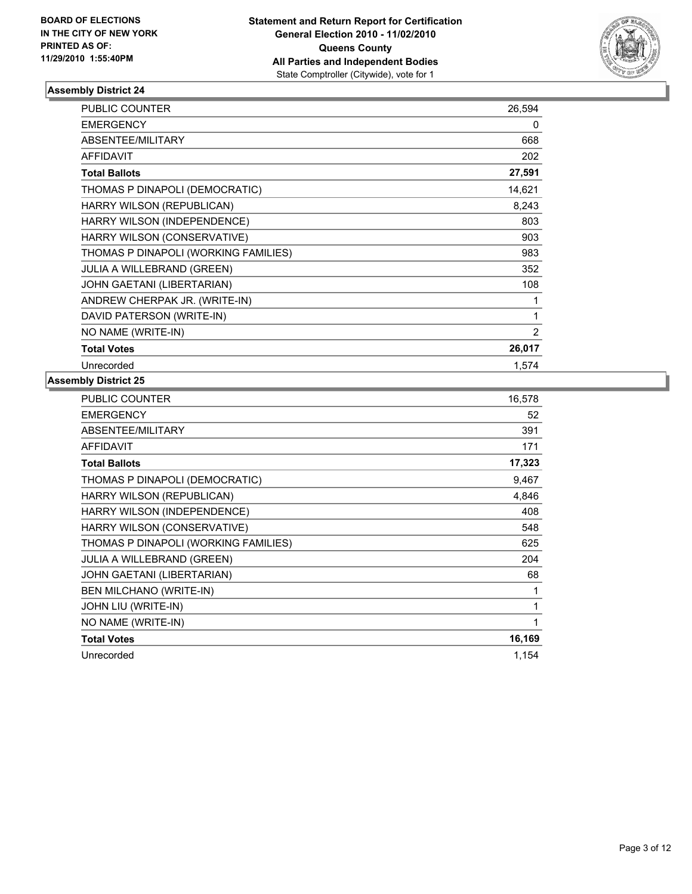**BOARD OF ELECTIONS IN THE CITY OF NEW YORK PRINTED AS OF: 11/29/2010 1:55:40PM**

**Statement and Return Report for Certification**
**General Election 2010 - 11/02/2010**
**Queens County**
**All Parties and Independent Bodies**
State Comptroller (Citywide), vote for 1

### Assembly District 24

| | |
|---|---|
| PUBLIC COUNTER | 26,594 |
| EMERGENCY | 0 |
| ABSENTEE/MILITARY | 668 |
| AFFIDAVIT | 202 |
| **Total Ballots** | **27,591** |
| THOMAS P DINAPOLI (DEMOCRATIC) | 14,621 |
| HARRY WILSON (REPUBLICAN) | 8,243 |
| HARRY WILSON (INDEPENDENCE) | 803 |
| HARRY WILSON (CONSERVATIVE) | 903 |
| THOMAS P DINAPOLI (WORKING FAMILIES) | 983 |
| JULIA A WILLEBRAND (GREEN) | 352 |
| JOHN GAETANI (LIBERTARIAN) | 108 |
| ANDREW CHERPAK JR. (WRITE-IN) | 1 |
| DAVID PATERSON (WRITE-IN) | 1 |
| NO NAME (WRITE-IN) | 2 |
| **Total Votes** | **26,017** |
| Unrecorded | 1,574 |

### Assembly District 25

| | |
|---|---|
| PUBLIC COUNTER | 16,578 |
| EMERGENCY | 52 |
| ABSENTEE/MILITARY | 391 |
| AFFIDAVIT | 171 |
| **Total Ballots** | **17,323** |
| THOMAS P DINAPOLI (DEMOCRATIC) | 9,467 |
| HARRY WILSON (REPUBLICAN) | 4,846 |
| HARRY WILSON (INDEPENDENCE) | 408 |
| HARRY WILSON (CONSERVATIVE) | 548 |
| THOMAS P DINAPOLI (WORKING FAMILIES) | 625 |
| JULIA A WILLEBRAND (GREEN) | 204 |
| JOHN GAETANI (LIBERTARIAN) | 68 |
| BEN MILCHANO (WRITE-IN) | 1 |
| JOHN LIU (WRITE-IN) | 1 |
| NO NAME (WRITE-IN) | 1 |
| **Total Votes** | **16,169** |
| Unrecorded | 1,154 |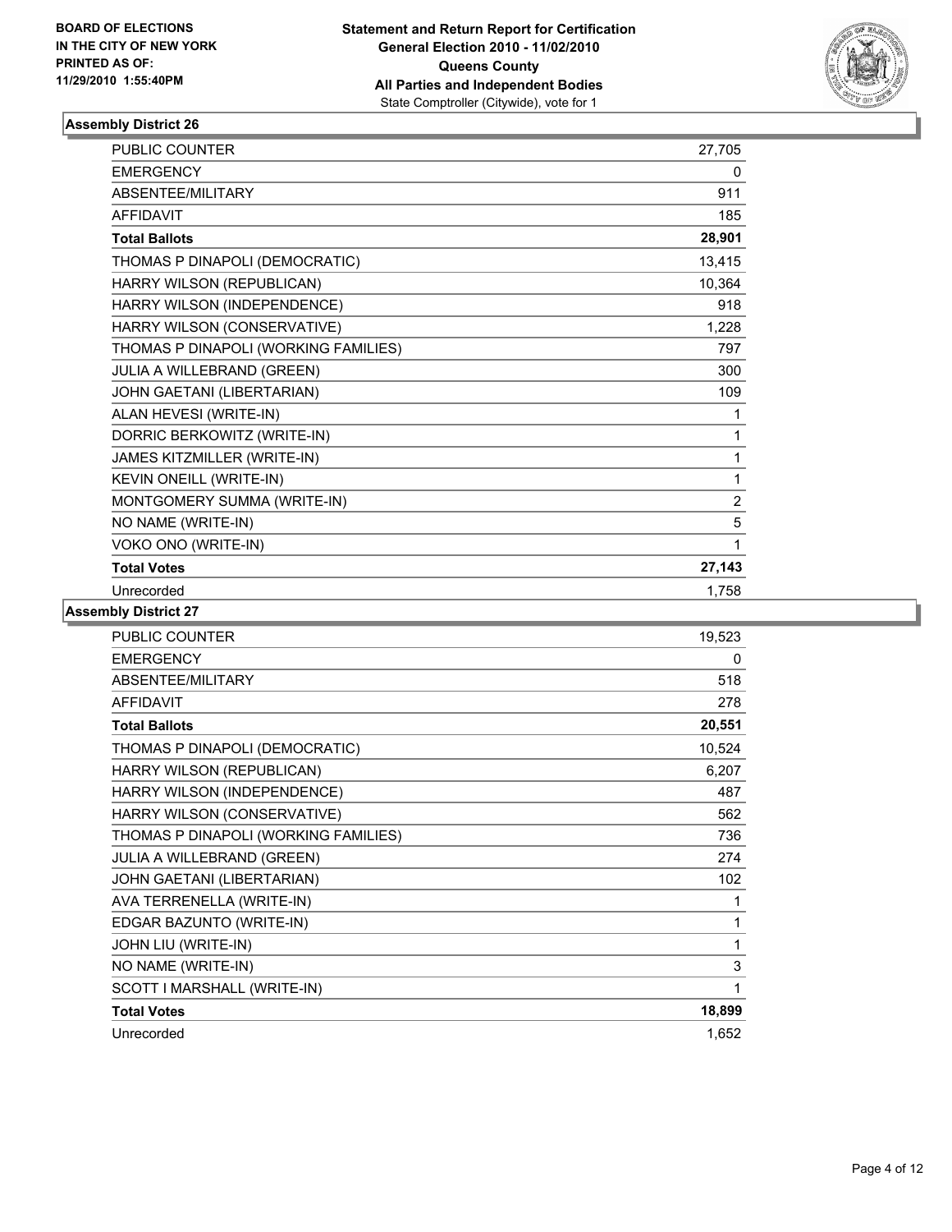BOARD OF ELECTIONS
IN THE CITY OF NEW YORK
PRINTED AS OF:
11/29/2010 1:55:40PM

**Statement and Return Report for Certification**
**General Election 2010 - 11/02/2010**
**Queens County**
**All Parties and Independent Bodies**
State Comptroller (Citywide), vote for 1

### Assembly District 26

| | |
|---|---|
| PUBLIC COUNTER | 27,705 |
| EMERGENCY | 0 |
| ABSENTEE/MILITARY | 911 |
| AFFIDAVIT | 185 |
| **Total Ballots** | **28,901** |
| THOMAS P DINAPOLI (DEMOCRATIC) | 13,415 |
| HARRY WILSON (REPUBLICAN) | 10,364 |
| HARRY WILSON (INDEPENDENCE) | 918 |
| HARRY WILSON (CONSERVATIVE) | 1,228 |
| THOMAS P DINAPOLI (WORKING FAMILIES) | 797 |
| JULIA A WILLEBRAND (GREEN) | 300 |
| JOHN GAETANI (LIBERTARIAN) | 109 |
| ALAN HEVESI (WRITE-IN) | 1 |
| DORRIC BERKOWITZ (WRITE-IN) | 1 |
| JAMES KITZMILLER (WRITE-IN) | 1 |
| KEVIN ONEILL (WRITE-IN) | 1 |
| MONTGOMERY SUMMA (WRITE-IN) | 2 |
| NO NAME (WRITE-IN) | 5 |
| VOKO ONO (WRITE-IN) | 1 |
| **Total Votes** | **27,143** |
| Unrecorded | 1,758 |

### Assembly District 27

| | |
|---|---|
| PUBLIC COUNTER | 19,523 |
| EMERGENCY | 0 |
| ABSENTEE/MILITARY | 518 |
| AFFIDAVIT | 278 |
| **Total Ballots** | **20,551** |
| THOMAS P DINAPOLI (DEMOCRATIC) | 10,524 |
| HARRY WILSON (REPUBLICAN) | 6,207 |
| HARRY WILSON (INDEPENDENCE) | 487 |
| HARRY WILSON (CONSERVATIVE) | 562 |
| THOMAS P DINAPOLI (WORKING FAMILIES) | 736 |
| JULIA A WILLEBRAND (GREEN) | 274 |
| JOHN GAETANI (LIBERTARIAN) | 102 |
| AVA TERRENELLA (WRITE-IN) | 1 |
| EDGAR BAZUNTO (WRITE-IN) | 1 |
| JOHN LIU (WRITE-IN) | 1 |
| NO NAME (WRITE-IN) | 3 |
| SCOTT I MARSHALL (WRITE-IN) | 1 |
| **Total Votes** | **18,899** |
| Unrecorded | 1,652 |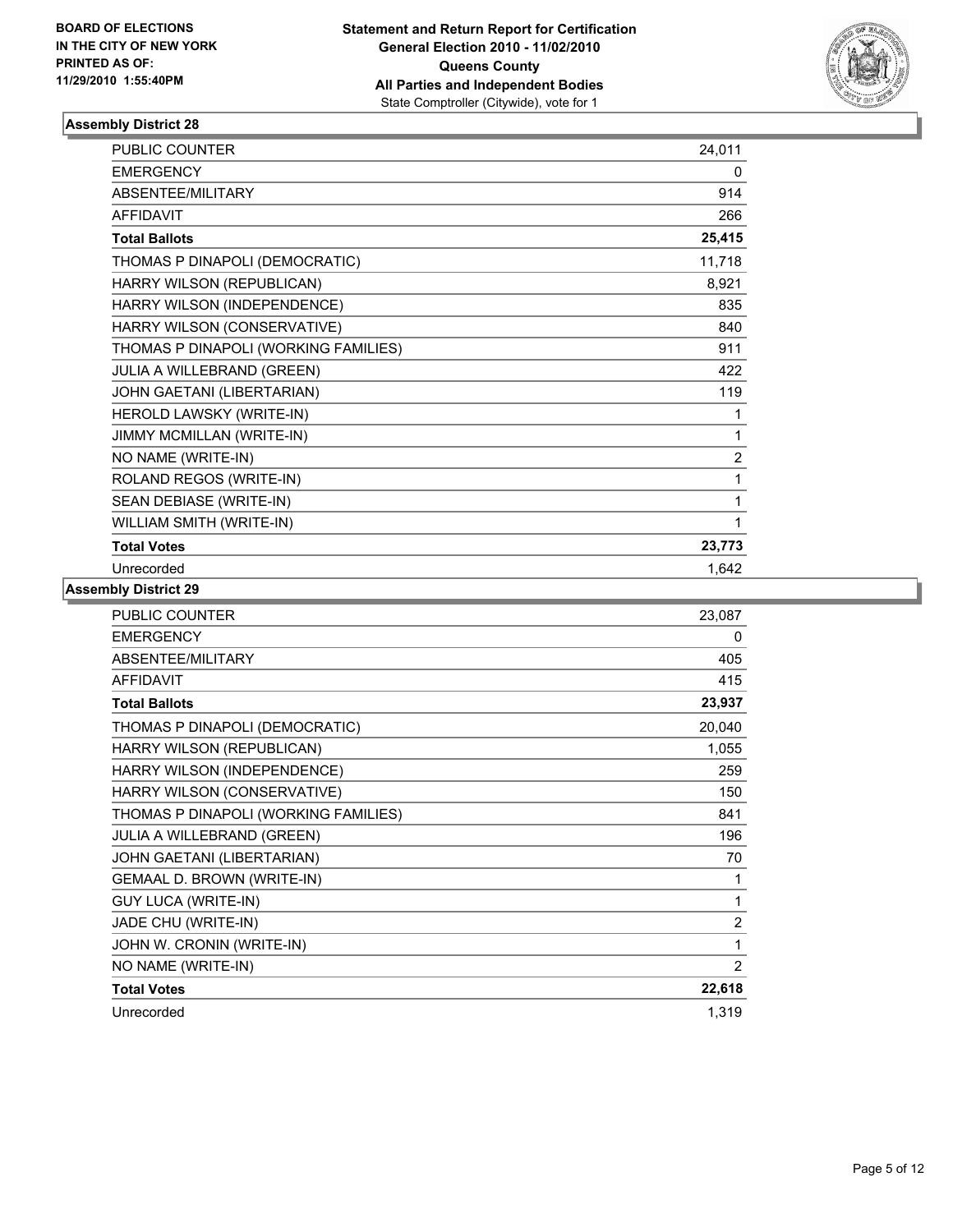BOARD OF ELECTIONS
IN THE CITY OF NEW YORK
PRINTED AS OF:
11/29/2010 1:55:40PM

**Statement and Return Report for Certification**
**General Election 2010 - 11/02/2010**
**Queens County**
**All Parties and Independent Bodies**
State Comptroller (Citywide), vote for 1

### Assembly District 28

| | |
|---|---|
| PUBLIC COUNTER | 24,011 |
| EMERGENCY | 0 |
| ABSENTEE/MILITARY | 914 |
| AFFIDAVIT | 266 |
| **Total Ballots** | **25,415** |
| THOMAS P DINAPOLI (DEMOCRATIC) | 11,718 |
| HARRY WILSON (REPUBLICAN) | 8,921 |
| HARRY WILSON (INDEPENDENCE) | 835 |
| HARRY WILSON (CONSERVATIVE) | 840 |
| THOMAS P DINAPOLI (WORKING FAMILIES) | 911 |
| JULIA A WILLEBRAND (GREEN) | 422 |
| JOHN GAETANI (LIBERTARIAN) | 119 |
| HEROLD LAWSKY (WRITE-IN) | 1 |
| JIMMY MCMILLAN (WRITE-IN) | 1 |
| NO NAME (WRITE-IN) | 2 |
| ROLAND REGOS (WRITE-IN) | 1 |
| SEAN DEBIASE (WRITE-IN) | 1 |
| WILLIAM SMITH (WRITE-IN) | 1 |
| **Total Votes** | **23,773** |
| Unrecorded | 1,642 |

### Assembly District 29

| | |
|---|---|
| PUBLIC COUNTER | 23,087 |
| EMERGENCY | 0 |
| ABSENTEE/MILITARY | 405 |
| AFFIDAVIT | 415 |
| **Total Ballots** | **23,937** |
| THOMAS P DINAPOLI (DEMOCRATIC) | 20,040 |
| HARRY WILSON (REPUBLICAN) | 1,055 |
| HARRY WILSON (INDEPENDENCE) | 259 |
| HARRY WILSON (CONSERVATIVE) | 150 |
| THOMAS P DINAPOLI (WORKING FAMILIES) | 841 |
| JULIA A WILLEBRAND (GREEN) | 196 |
| JOHN GAETANI (LIBERTARIAN) | 70 |
| GEMAAL D. BROWN (WRITE-IN) | 1 |
| GUY LUCA (WRITE-IN) | 1 |
| JADE CHU (WRITE-IN) | 2 |
| JOHN W. CRONIN (WRITE-IN) | 1 |
| NO NAME (WRITE-IN) | 2 |
| **Total Votes** | **22,618** |
| Unrecorded | 1,319 |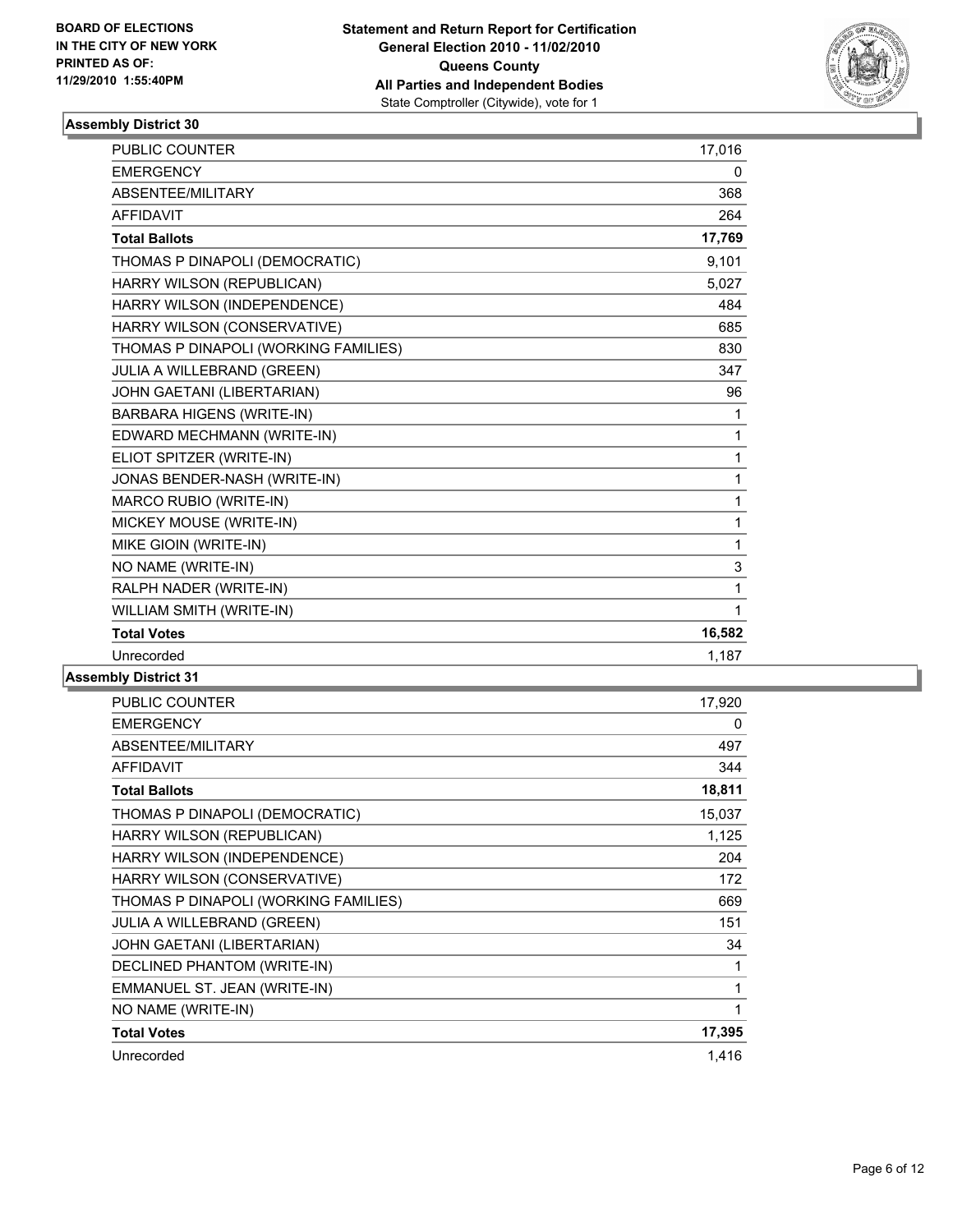**BOARD OF ELECTIONS IN THE CITY OF NEW YORK PRINTED AS OF: 11/29/2010 1:55:40PM**

**Statement and Return Report for Certification General Election 2010 - 11/02/2010 Queens County All Parties and Independent Bodies**
State Comptroller (Citywide), vote for 1

### Assembly District 30

| | |
|---|---|
| PUBLIC COUNTER | 17,016 |
| EMERGENCY | 0 |
| ABSENTEE/MILITARY | 368 |
| AFFIDAVIT | 264 |
| **Total Ballots** | **17,769** |
| THOMAS P DINAPOLI (DEMOCRATIC) | 9,101 |
| HARRY WILSON (REPUBLICAN) | 5,027 |
| HARRY WILSON (INDEPENDENCE) | 484 |
| HARRY WILSON (CONSERVATIVE) | 685 |
| THOMAS P DINAPOLI (WORKING FAMILIES) | 830 |
| JULIA A WILLEBRAND (GREEN) | 347 |
| JOHN GAETANI (LIBERTARIAN) | 96 |
| BARBARA HIGENS (WRITE-IN) | 1 |
| EDWARD MECHMANN (WRITE-IN) | 1 |
| ELIOT SPITZER (WRITE-IN) | 1 |
| JONAS BENDER-NASH (WRITE-IN) | 1 |
| MARCO RUBIO (WRITE-IN) | 1 |
| MICKEY MOUSE (WRITE-IN) | 1 |
| MIKE GIOIN (WRITE-IN) | 1 |
| NO NAME (WRITE-IN) | 3 |
| RALPH NADER (WRITE-IN) | 1 |
| WILLIAM SMITH (WRITE-IN) | 1 |
| **Total Votes** | **16,582** |
| Unrecorded | 1,187 |

### Assembly District 31

| | |
|---|---|
| PUBLIC COUNTER | 17,920 |
| EMERGENCY | 0 |
| ABSENTEE/MILITARY | 497 |
| AFFIDAVIT | 344 |
| **Total Ballots** | **18,811** |
| THOMAS P DINAPOLI (DEMOCRATIC) | 15,037 |
| HARRY WILSON (REPUBLICAN) | 1,125 |
| HARRY WILSON (INDEPENDENCE) | 204 |
| HARRY WILSON (CONSERVATIVE) | 172 |
| THOMAS P DINAPOLI (WORKING FAMILIES) | 669 |
| JULIA A WILLEBRAND (GREEN) | 151 |
| JOHN GAETANI (LIBERTARIAN) | 34 |
| DECLINED PHANTOM (WRITE-IN) | 1 |
| EMMANUEL ST. JEAN (WRITE-IN) | 1 |
| NO NAME (WRITE-IN) | 1 |
| **Total Votes** | **17,395** |
| Unrecorded | 1,416 |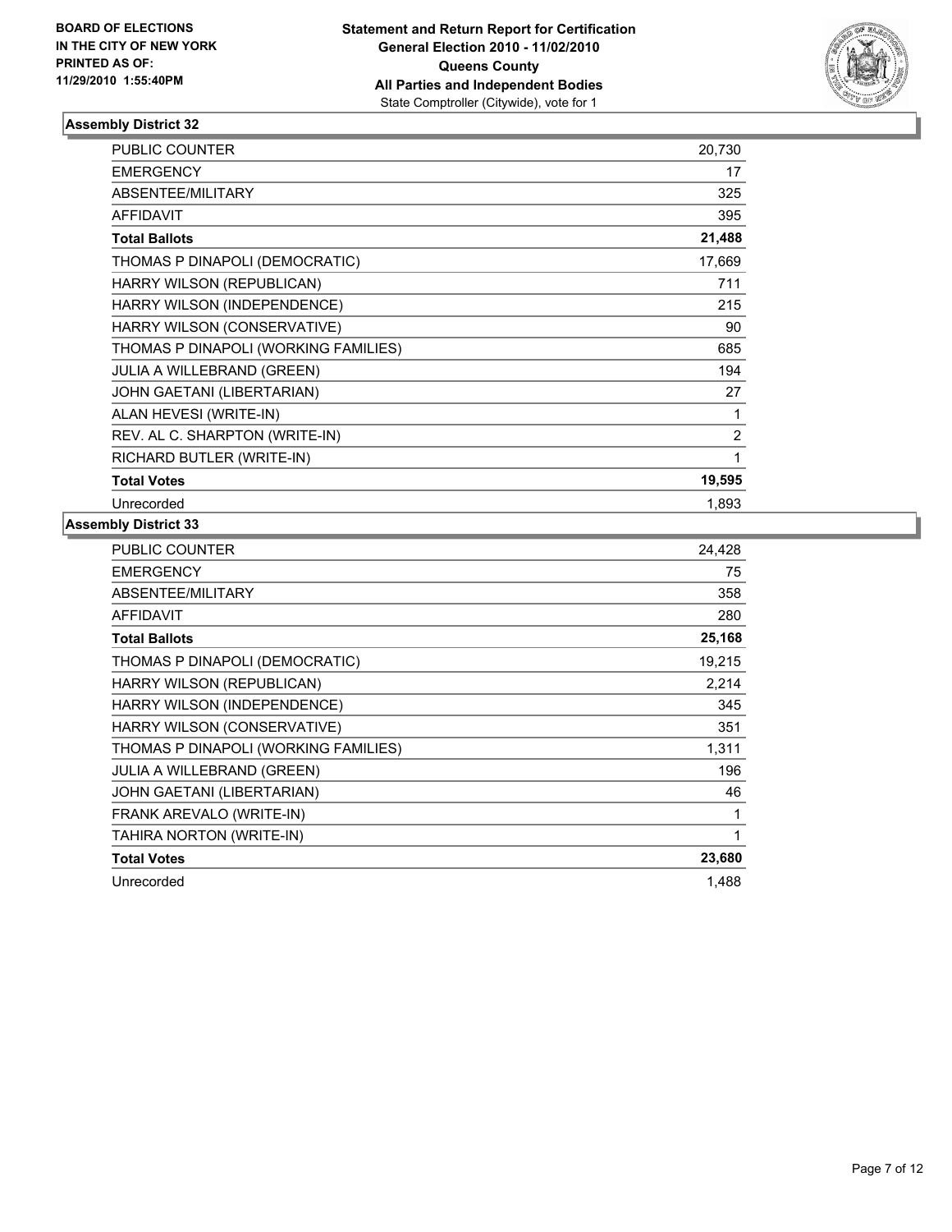**BOARD OF ELECTIONS IN THE CITY OF NEW YORK PRINTED AS OF: 11/29/2010 1:55:40PM**

**Statement and Return Report for Certification General Election 2010 - 11/02/2010 Queens County All Parties and Independent Bodies**
State Comptroller (Citywide), vote for 1

### Assembly District 32

| | |
|---|---|
| PUBLIC COUNTER | 20,730 |
| EMERGENCY | 17 |
| ABSENTEE/MILITARY | 325 |
| AFFIDAVIT | 395 |
| **Total Ballots** | **21,488** |
| THOMAS P DINAPOLI (DEMOCRATIC) | 17,669 |
| HARRY WILSON (REPUBLICAN) | 711 |
| HARRY WILSON (INDEPENDENCE) | 215 |
| HARRY WILSON (CONSERVATIVE) | 90 |
| THOMAS P DINAPOLI (WORKING FAMILIES) | 685 |
| JULIA A WILLEBRAND (GREEN) | 194 |
| JOHN GAETANI (LIBERTARIAN) | 27 |
| ALAN HEVESI (WRITE-IN) | 1 |
| REV. AL C. SHARPTON (WRITE-IN) | 2 |
| RICHARD BUTLER (WRITE-IN) | 1 |
| **Total Votes** | **19,595** |
| Unrecorded | 1,893 |

### Assembly District 33

| | |
|---|---|
| PUBLIC COUNTER | 24,428 |
| EMERGENCY | 75 |
| ABSENTEE/MILITARY | 358 |
| AFFIDAVIT | 280 |
| **Total Ballots** | **25,168** |
| THOMAS P DINAPOLI (DEMOCRATIC) | 19,215 |
| HARRY WILSON (REPUBLICAN) | 2,214 |
| HARRY WILSON (INDEPENDENCE) | 345 |
| HARRY WILSON (CONSERVATIVE) | 351 |
| THOMAS P DINAPOLI (WORKING FAMILIES) | 1,311 |
| JULIA A WILLEBRAND (GREEN) | 196 |
| JOHN GAETANI (LIBERTARIAN) | 46 |
| FRANK AREVALO (WRITE-IN) | 1 |
| TAHIRA NORTON (WRITE-IN) | 1 |
| **Total Votes** | **23,680** |
| Unrecorded | 1,488 |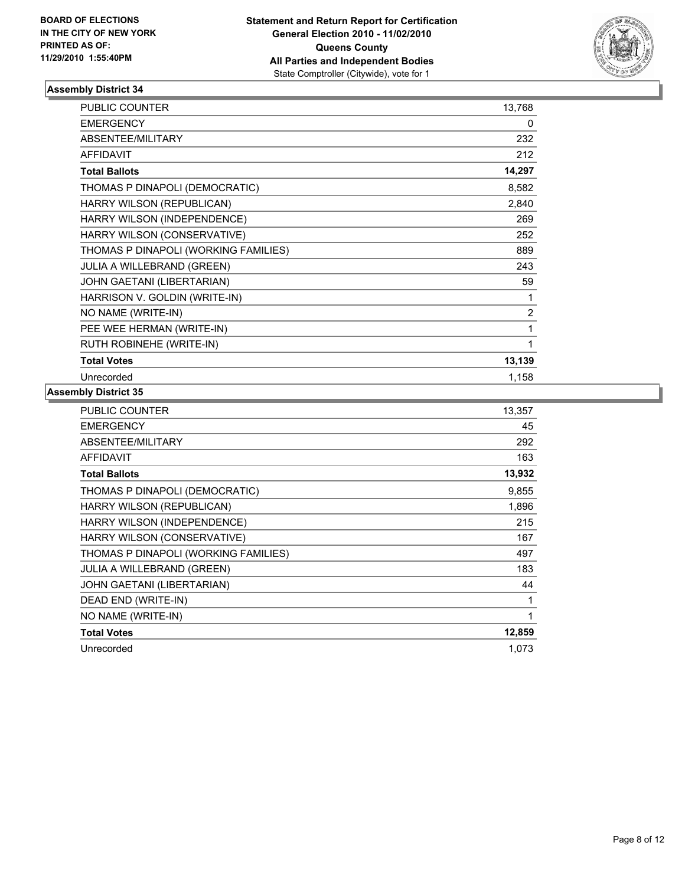**BOARD OF ELECTIONS IN THE CITY OF NEW YORK PRINTED AS OF: 11/29/2010 1:55:40PM**

**Statement and Return Report for Certification**
**General Election 2010 - 11/02/2010**
**Queens County**
**All Parties and Independent Bodies**
State Comptroller (Citywide), vote for 1

### Assembly District 34

| | |
|---|---|
| PUBLIC COUNTER | 13,768 |
| EMERGENCY | 0 |
| ABSENTEE/MILITARY | 232 |
| AFFIDAVIT | 212 |
| **Total Ballots** | **14,297** |
| THOMAS P DINAPOLI (DEMOCRATIC) | 8,582 |
| HARRY WILSON (REPUBLICAN) | 2,840 |
| HARRY WILSON (INDEPENDENCE) | 269 |
| HARRY WILSON (CONSERVATIVE) | 252 |
| THOMAS P DINAPOLI (WORKING FAMILIES) | 889 |
| JULIA A WILLEBRAND (GREEN) | 243 |
| JOHN GAETANI (LIBERTARIAN) | 59 |
| HARRISON V. GOLDIN (WRITE-IN) | 1 |
| NO NAME (WRITE-IN) | 2 |
| PEE WEE HERMAN (WRITE-IN) | 1 |
| RUTH ROBINEHE (WRITE-IN) | 1 |
| **Total Votes** | **13,139** |
| Unrecorded | 1,158 |

### Assembly District 35

| | |
|---|---|
| PUBLIC COUNTER | 13,357 |
| EMERGENCY | 45 |
| ABSENTEE/MILITARY | 292 |
| AFFIDAVIT | 163 |
| **Total Ballots** | **13,932** |
| THOMAS P DINAPOLI (DEMOCRATIC) | 9,855 |
| HARRY WILSON (REPUBLICAN) | 1,896 |
| HARRY WILSON (INDEPENDENCE) | 215 |
| HARRY WILSON (CONSERVATIVE) | 167 |
| THOMAS P DINAPOLI (WORKING FAMILIES) | 497 |
| JULIA A WILLEBRAND (GREEN) | 183 |
| JOHN GAETANI (LIBERTARIAN) | 44 |
| DEAD END (WRITE-IN) | 1 |
| NO NAME (WRITE-IN) | 1 |
| **Total Votes** | **12,859** |
| Unrecorded | 1,073 |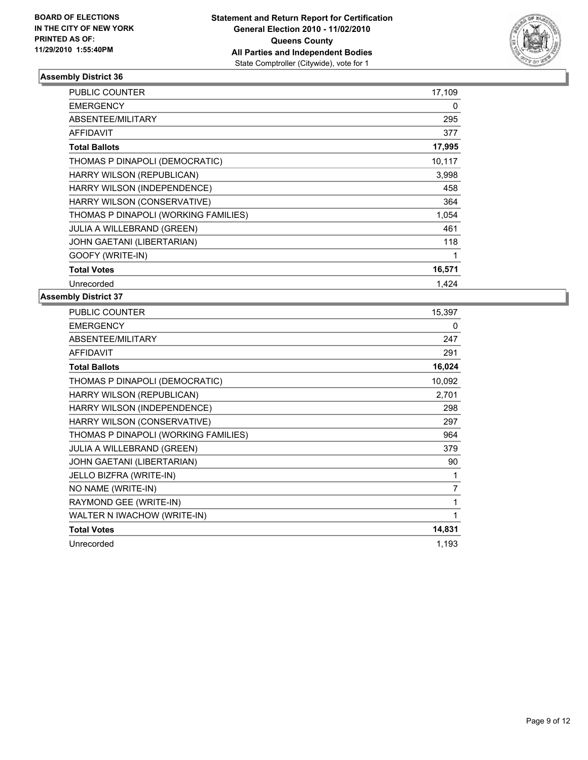**BOARD OF ELECTIONS IN THE CITY OF NEW YORK PRINTED AS OF: 11/29/2010 1:55:40PM**

**Statement and Return Report for Certification**
**General Election 2010 - 11/02/2010**
**Queens County**
**All Parties and Independent Bodies**
State Comptroller (Citywide), vote for 1

### Assembly District 36

| | |
|---|---|
| PUBLIC COUNTER | 17,109 |
| EMERGENCY | 0 |
| ABSENTEE/MILITARY | 295 |
| AFFIDAVIT | 377 |
| **Total Ballots** | **17,995** |
| THOMAS P DINAPOLI (DEMOCRATIC) | 10,117 |
| HARRY WILSON (REPUBLICAN) | 3,998 |
| HARRY WILSON (INDEPENDENCE) | 458 |
| HARRY WILSON (CONSERVATIVE) | 364 |
| THOMAS P DINAPOLI (WORKING FAMILIES) | 1,054 |
| JULIA A WILLEBRAND (GREEN) | 461 |
| JOHN GAETANI (LIBERTARIAN) | 118 |
| GOOFY (WRITE-IN) | 1 |
| **Total Votes** | **16,571** |
| Unrecorded | 1,424 |

### Assembly District 37

| | |
|---|---|
| PUBLIC COUNTER | 15,397 |
| EMERGENCY | 0 |
| ABSENTEE/MILITARY | 247 |
| AFFIDAVIT | 291 |
| **Total Ballots** | **16,024** |
| THOMAS P DINAPOLI (DEMOCRATIC) | 10,092 |
| HARRY WILSON (REPUBLICAN) | 2,701 |
| HARRY WILSON (INDEPENDENCE) | 298 |
| HARRY WILSON (CONSERVATIVE) | 297 |
| THOMAS P DINAPOLI (WORKING FAMILIES) | 964 |
| JULIA A WILLEBRAND (GREEN) | 379 |
| JOHN GAETANI (LIBERTARIAN) | 90 |
| JELLO BIZFRA (WRITE-IN) | 1 |
| NO NAME (WRITE-IN) | 7 |
| RAYMOND GEE (WRITE-IN) | 1 |
| WALTER N IWACHOW (WRITE-IN) | 1 |
| **Total Votes** | **14,831** |
| Unrecorded | 1,193 |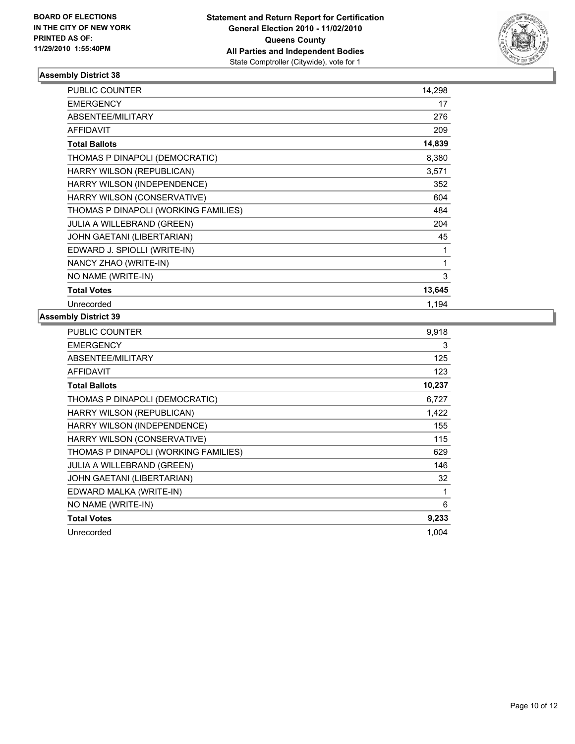BOARD OF ELECTIONS
IN THE CITY OF NEW YORK
PRINTED AS OF:
11/29/2010 1:55:40PM

**Statement and Return Report for Certification**
**General Election 2010 - 11/02/2010**
**Queens County**
**All Parties and Independent Bodies**
State Comptroller (Citywide), vote for 1

### Assembly District 38

| | |
|---|---|
| PUBLIC COUNTER | 14,298 |
| EMERGENCY | 17 |
| ABSENTEE/MILITARY | 276 |
| AFFIDAVIT | 209 |
| **Total Ballots** | **14,839** |
| THOMAS P DINAPOLI (DEMOCRATIC) | 8,380 |
| HARRY WILSON (REPUBLICAN) | 3,571 |
| HARRY WILSON (INDEPENDENCE) | 352 |
| HARRY WILSON (CONSERVATIVE) | 604 |
| THOMAS P DINAPOLI (WORKING FAMILIES) | 484 |
| JULIA A WILLEBRAND (GREEN) | 204 |
| JOHN GAETANI (LIBERTARIAN) | 45 |
| EDWARD J. SPIOLLI (WRITE-IN) | 1 |
| NANCY ZHAO (WRITE-IN) | 1 |
| NO NAME (WRITE-IN) | 3 |
| **Total Votes** | **13,645** |
| Unrecorded | 1,194 |

### Assembly District 39

| | |
|---|---|
| PUBLIC COUNTER | 9,918 |
| EMERGENCY | 3 |
| ABSENTEE/MILITARY | 125 |
| AFFIDAVIT | 123 |
| **Total Ballots** | **10,237** |
| THOMAS P DINAPOLI (DEMOCRATIC) | 6,727 |
| HARRY WILSON (REPUBLICAN) | 1,422 |
| HARRY WILSON (INDEPENDENCE) | 155 |
| HARRY WILSON (CONSERVATIVE) | 115 |
| THOMAS P DINAPOLI (WORKING FAMILIES) | 629 |
| JULIA A WILLEBRAND (GREEN) | 146 |
| JOHN GAETANI (LIBERTARIAN) | 32 |
| EDWARD MALKA (WRITE-IN) | 1 |
| NO NAME (WRITE-IN) | 6 |
| **Total Votes** | **9,233** |
| Unrecorded | 1,004 |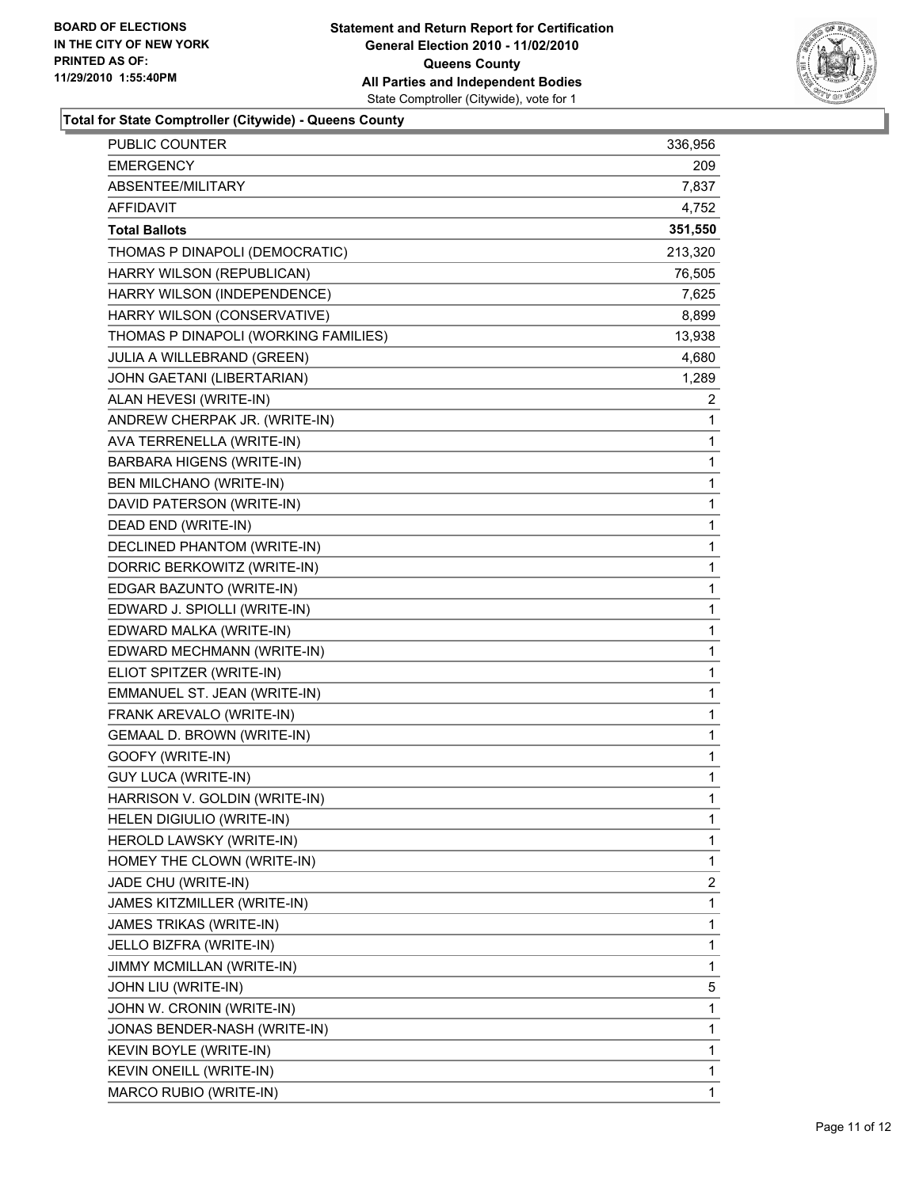BOARD OF ELECTIONS
IN THE CITY OF NEW YORK
PRINTED AS OF:
11/29/2010 1:55:40PM

**Statement and Return Report for Certification**
**General Election 2010 - 11/02/2010**
**Queens County**
**All Parties and Independent Bodies**
State Comptroller (Citywide), vote for 1

**Total for State Comptroller (Citywide) - Queens County**

| | |
|---|---|
| PUBLIC COUNTER | 336,956 |
| EMERGENCY | 209 |
| ABSENTEE/MILITARY | 7,837 |
| AFFIDAVIT | 4,752 |
| **Total Ballots** | **351,550** |
| THOMAS P DINAPOLI (DEMOCRATIC) | 213,320 |
| HARRY WILSON (REPUBLICAN) | 76,505 |
| HARRY WILSON (INDEPENDENCE) | 7,625 |
| HARRY WILSON (CONSERVATIVE) | 8,899 |
| THOMAS P DINAPOLI (WORKING FAMILIES) | 13,938 |
| JULIA A WILLEBRAND (GREEN) | 4,680 |
| JOHN GAETANI (LIBERTARIAN) | 1,289 |
| ALAN HEVESI (WRITE-IN) | 2 |
| ANDREW CHERPAK JR. (WRITE-IN) | 1 |
| AVA TERRENELLA (WRITE-IN) | 1 |
| BARBARA HIGENS (WRITE-IN) | 1 |
| BEN MILCHANO (WRITE-IN) | 1 |
| DAVID PATERSON (WRITE-IN) | 1 |
| DEAD END (WRITE-IN) | 1 |
| DECLINED PHANTOM (WRITE-IN) | 1 |
| DORRIC BERKOWITZ (WRITE-IN) | 1 |
| EDGAR BAZUNTO (WRITE-IN) | 1 |
| EDWARD J. SPIOLLI (WRITE-IN) | 1 |
| EDWARD MALKA (WRITE-IN) | 1 |
| EDWARD MECHMANN (WRITE-IN) | 1 |
| ELIOT SPITZER (WRITE-IN) | 1 |
| EMMANUEL ST. JEAN (WRITE-IN) | 1 |
| FRANK AREVALO (WRITE-IN) | 1 |
| GEMAAL D. BROWN (WRITE-IN) | 1 |
| GOOFY (WRITE-IN) | 1 |
| GUY LUCA (WRITE-IN) | 1 |
| HARRISON V. GOLDIN (WRITE-IN) | 1 |
| HELEN DIGIULIO (WRITE-IN) | 1 |
| HEROLD LAWSKY (WRITE-IN) | 1 |
| HOMEY THE CLOWN (WRITE-IN) | 1 |
| JADE CHU (WRITE-IN) | 2 |
| JAMES KITZMILLER (WRITE-IN) | 1 |
| JAMES TRIKAS (WRITE-IN) | 1 |
| JELLO BIZFRA (WRITE-IN) | 1 |
| JIMMY MCMILLAN (WRITE-IN) | 1 |
| JOHN LIU (WRITE-IN) | 5 |
| JOHN W. CRONIN (WRITE-IN) | 1 |
| JONAS BENDER-NASH (WRITE-IN) | 1 |
| KEVIN BOYLE (WRITE-IN) | 1 |
| KEVIN ONEILL (WRITE-IN) | 1 |
| MARCO RUBIO (WRITE-IN) | 1 |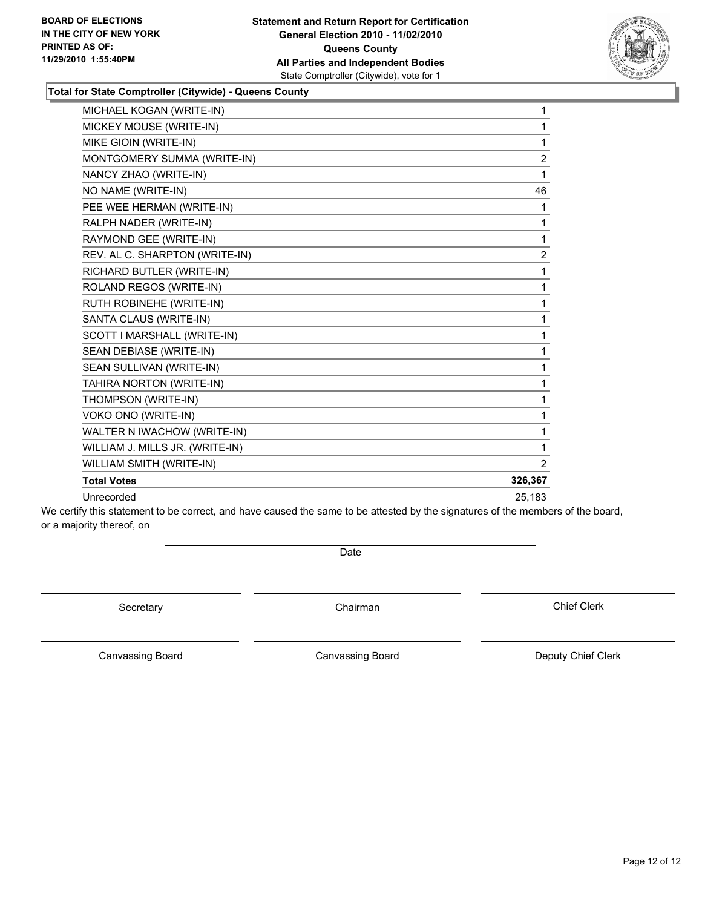**BOARD OF ELECTIONS IN THE CITY OF NEW YORK PRINTED AS OF: 11/29/2010 1:55:40PM**

**Statement and Return Report for Certification**
**General Election 2010 - 11/02/2010**
**Queens County**
**All Parties and Independent Bodies**
State Comptroller (Citywide), vote for 1

**Total for State Comptroller (Citywide) - Queens County**

| | |
|---|---|
| MICHAEL KOGAN (WRITE-IN) | 1 |
| MICKEY MOUSE (WRITE-IN) | 1 |
| MIKE GIOIN (WRITE-IN) | 1 |
| MONTGOMERY SUMMA (WRITE-IN) | 2 |
| NANCY ZHAO (WRITE-IN) | 1 |
| NO NAME (WRITE-IN) | 46 |
| PEE WEE HERMAN (WRITE-IN) | 1 |
| RALPH NADER (WRITE-IN) | 1 |
| RAYMOND GEE (WRITE-IN) | 1 |
| REV. AL C. SHARPTON (WRITE-IN) | 2 |
| RICHARD BUTLER (WRITE-IN) | 1 |
| ROLAND REGOS (WRITE-IN) | 1 |
| RUTH ROBINEHE (WRITE-IN) | 1 |
| SANTA CLAUS (WRITE-IN) | 1 |
| SCOTT I MARSHALL (WRITE-IN) | 1 |
| SEAN DEBIASE (WRITE-IN) | 1 |
| SEAN SULLIVAN (WRITE-IN) | 1 |
| TAHIRA NORTON (WRITE-IN) | 1 |
| THOMPSON (WRITE-IN) | 1 |
| VOKO ONO (WRITE-IN) | 1 |
| WALTER N IWACHOW (WRITE-IN) | 1 |
| WILLIAM J. MILLS JR. (WRITE-IN) | 1 |
| WILLIAM SMITH (WRITE-IN) | 2 |
| **Total Votes** | **326,367** |
| Unrecorded | 25,183 |

We certify this statement to be correct, and have caused the same to be attested by the signatures of the members of the board, or a majority thereof, on

Date

Secretary | Chairman | Chief Clerk

Canvassing Board | Canvassing Board | Deputy Chief Clerk